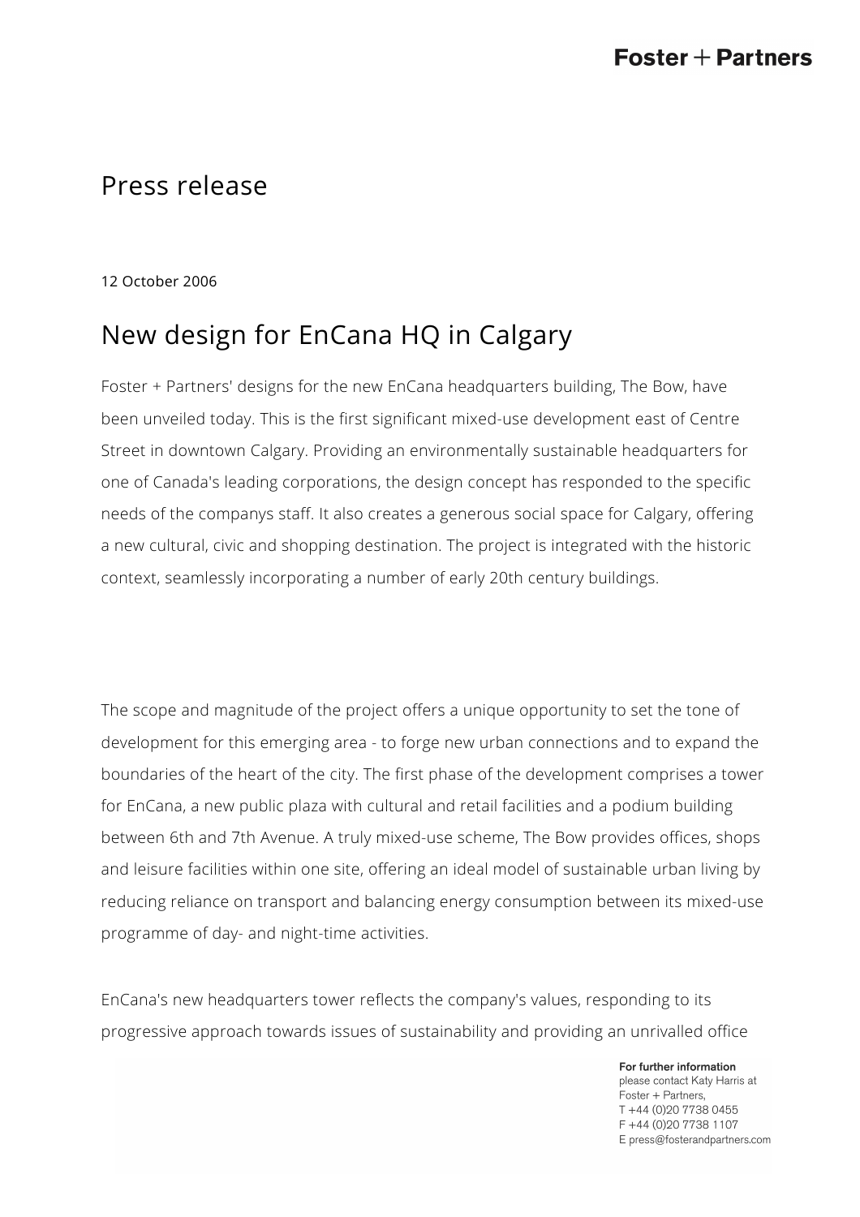# Press release

12 October 2006

## New design for EnCana HQ in Calgary

Foster + Partners' designs for the new EnCana headquarters building, The Bow, have been unveiled today. This is the first significant mixed-use development east of Centre Street in downtown Calgary. Providing an environmentally sustainable headquarters for one of Canada's leading corporations, the design concept has responded to the specific needs of the companys staff. It also creates a generous social space for Calgary, offering a new cultural, civic and shopping destination. The project is integrated with the historic context, seamlessly incorporating a number of early 20th century buildings.

The scope and magnitude of the project offers a unique opportunity to set the tone of development for this emerging area - to forge new urban connections and to expand the boundaries of the heart of the city. The first phase of the development comprises a tower for EnCana, a new public plaza with cultural and retail facilities and a podium building between 6th and 7th Avenue. A truly mixed-use scheme, The Bow provides offices, shops and leisure facilities within one site, offering an ideal model of sustainable urban living by reducing reliance on transport and balancing energy consumption between its mixed-use programme of day- and night-time activities.

EnCana's new headquarters tower reflects the company's values, responding to its progressive approach towards issues of sustainability and providing an unrivalled office

**For further information**
please contact Katy Harris at
Foster + Partners,
T +44 (0)20 7738 0455
F +44 (0)20 7738 1107
E press@fosterandpartners.com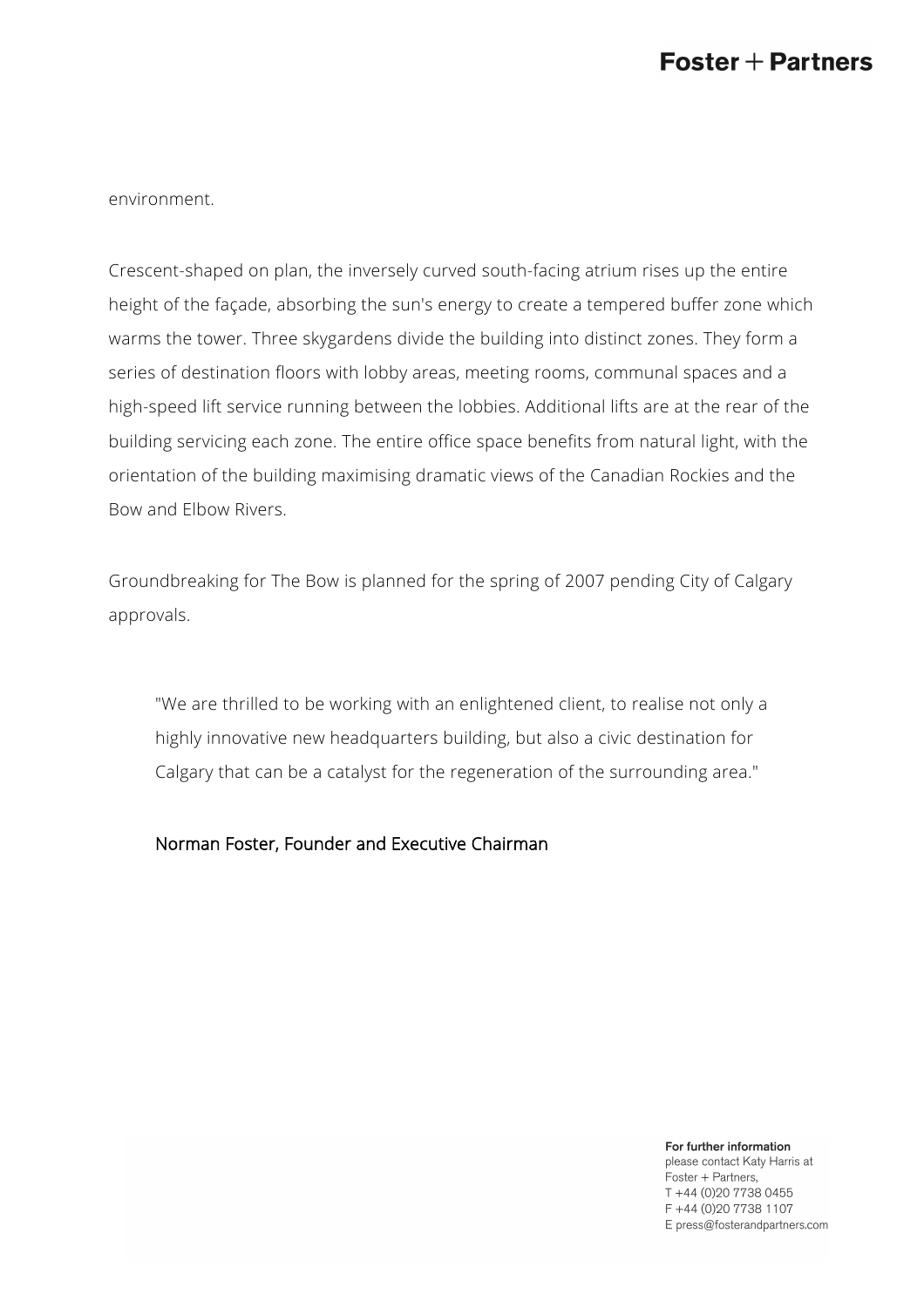environment.

Crescent-shaped on plan, the inversely curved south-facing atrium rises up the entire height of the façade, absorbing the sun's energy to create a tempered buffer zone which warms the tower. Three skygardens divide the building into distinct zones. They form a series of destination floors with lobby areas, meeting rooms, communal spaces and a high-speed lift service running between the lobbies. Additional lifts are at the rear of the building servicing each zone. The entire office space benefits from natural light, with the orientation of the building maximising dramatic views of the Canadian Rockies and the Bow and Elbow Rivers.

Groundbreaking for The Bow is planned for the spring of 2007 pending City of Calgary approvals.

> "We are thrilled to be working with an enlightened client, to realise not only a highly innovative new headquarters building, but also a civic destination for Calgary that can be a catalyst for the regeneration of the surrounding area."
>
> Norman Foster, Founder and Executive Chairman

**For further information**
please contact Katy Harris at
Foster + Partners,
T +44 (0)20 7738 0455
F +44 (0)20 7738 1107
E press@fosterandpartners.com